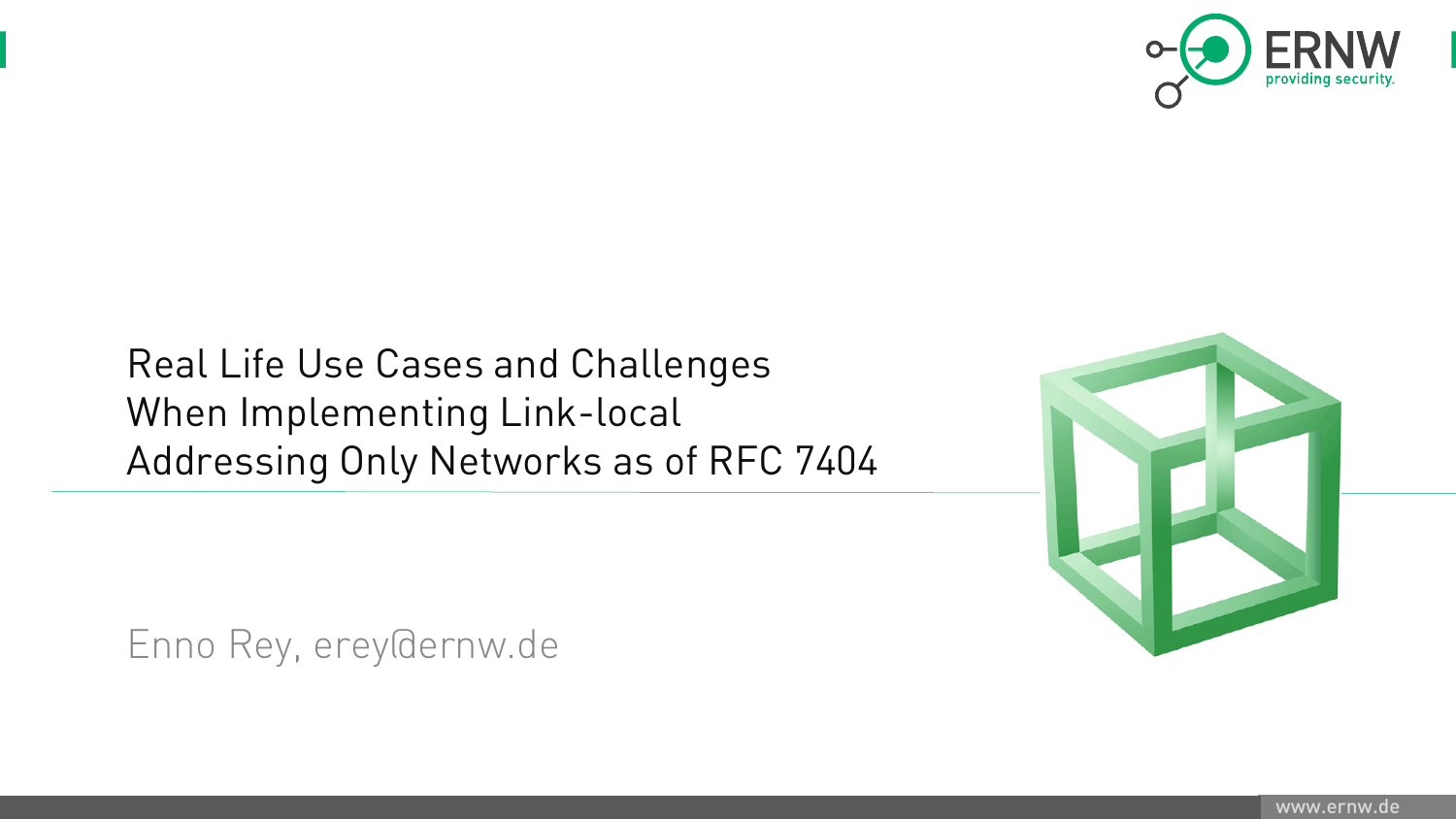# Real Life Use Cases and Challenges When Implementing Link-local Addressing Only Networks as of RFC 7404

Enno Rey, erey@ernw.de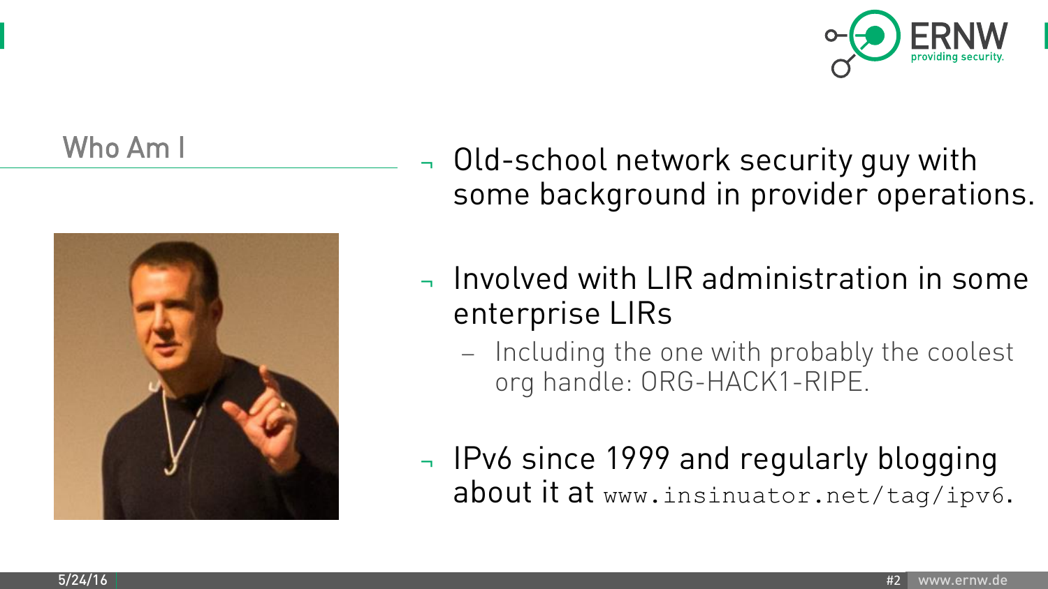## Who Am I

- Old-school network security guy with some background in provider operations.
- Involved with LIR administration in some enterprise LIRs
  - Including the one with probably the coolest org handle: ORG-HACK1-RIPE.
- IPv6 since 1999 and regularly blogging about it at `www.insinuator.net/tag/ipv6`.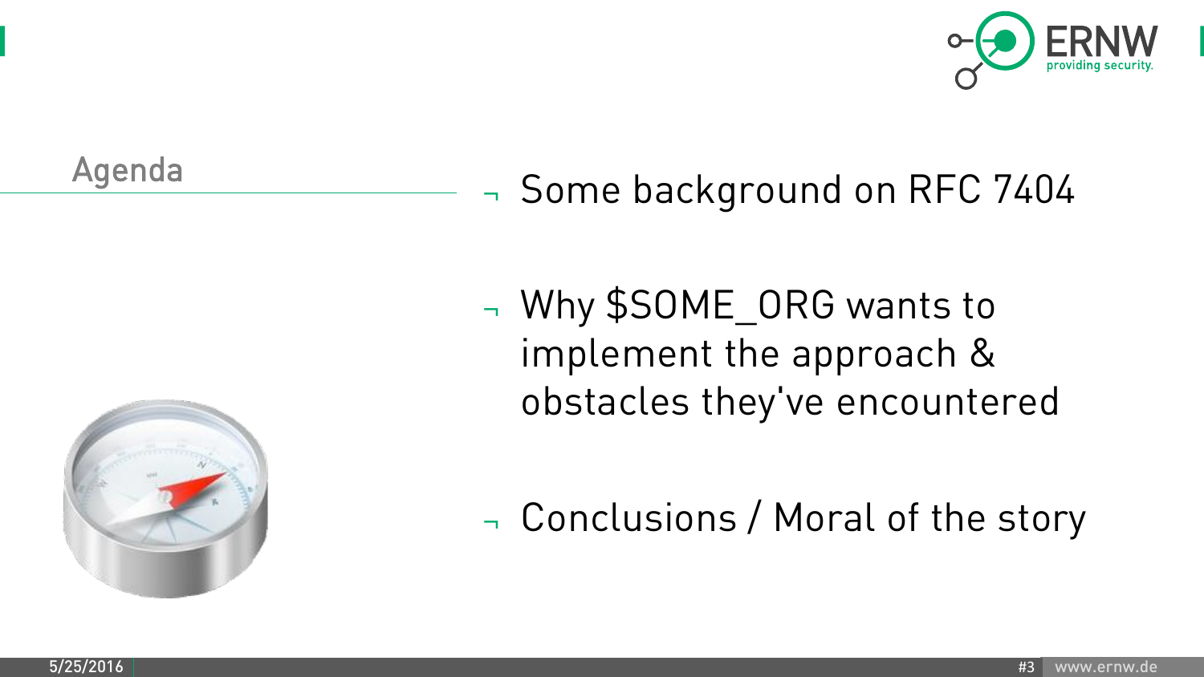## Agenda

- Some background on RFC 7404
- Why $SOME_ORG wants to implement the approach & obstacles they've encountered
- Conclusions / Moral of the story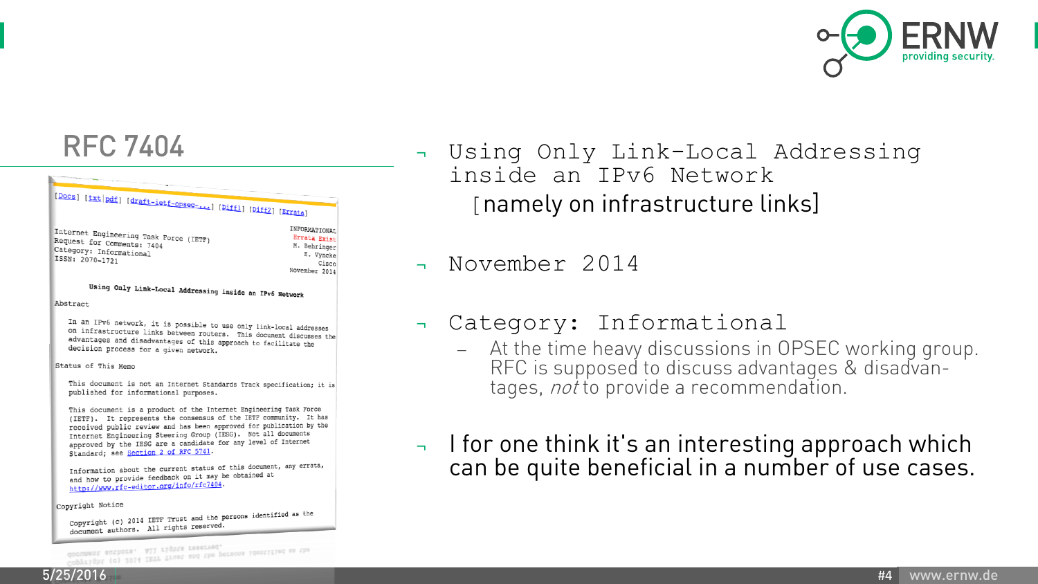# RFC 7404

[Docs] [txt|pdf] [draft-ietf-opsec-...] [Diff1] [Diff2] [Errata]

Internet Engineering Task Force (IETF)
Request for Comments: 7404
Category: Informational
ISSN: 2070-1721

INFORMATIONAL
Errata Exist
M. Behringer
E. Vyncke
Cisco
November 2014

Using Only Link-Local Addressing inside an IPv6 Network

Abstract

In an IPv6 network, it is possible to use only link-local addresses on infrastructure links between routers. This document discusses the advantages and disadvantages of this approach to facilitate the decision process for a given network.

Status of This Memo

This document is not an Internet Standards Track specification; it is published for informational purposes.

This document is a product of the Internet Engineering Task Force (IETF). It represents the consensus of the IETF community. It has received public review and has been approved for publication by the Internet Engineering Steering Group (IESG). Not all documents approved by the IESG are a candidate for any level of Internet Standard; see Section 2 of RFC 5741.

Information about the current status of this document, any errata, and how to provide feedback on it may be obtained at http://www.rfc-editor.org/info/rfc7404.

Copyright Notice

Copyright (c) 2014 IETF Trust and the persons identified as the document authors. All rights reserved.

- Using Only Link-Local Addressing inside an IPv6 Network
  [namely on infrastructure links]
- November 2014
- Category: Informational
  - At the time heavy discussions in OPSEC working group. RFC is supposed to discuss advantages & disadvantages, *not* to provide a recommendation.
- I for one think it's an interesting approach which can be quite beneficial in a number of use cases.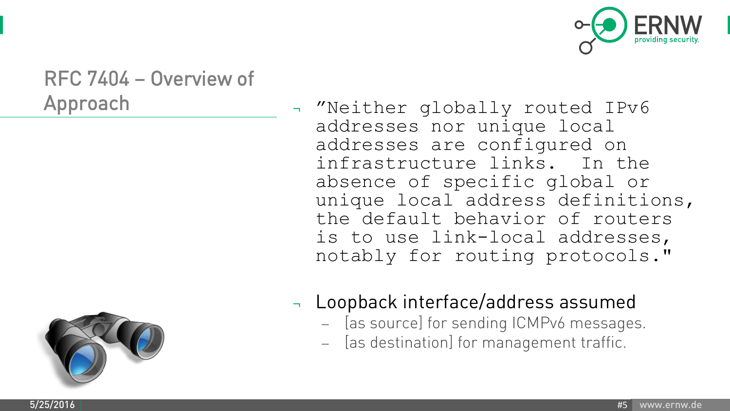## RFC 7404 – Overview of Approach

- "Neither globally routed IPv6 addresses nor unique local addresses are configured on infrastructure links.  In the absence of specific global or unique local address definitions, the default behavior of routers is to use link-local addresses, notably for routing protocols."

- Loopback interface/address assumed
  - [as source] for sending ICMPv6 messages.
  - [as destination] for management traffic.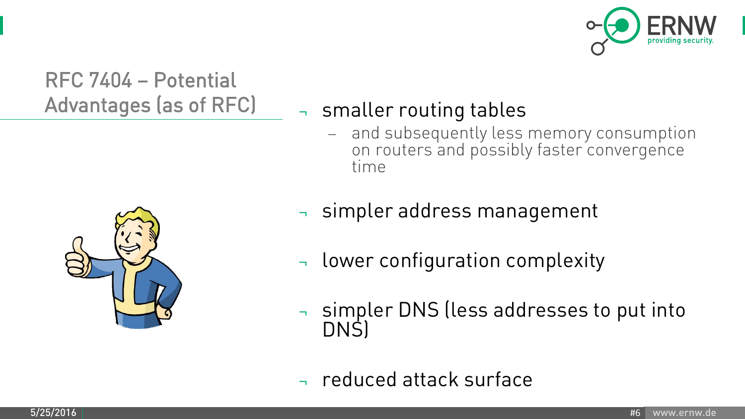## RFC 7404 – Potential Advantages (as of RFC)

- smaller routing tables
  - and subsequently less memory consumption on routers and possibly faster convergence time
- simpler address management
- lower configuration complexity
- simpler DNS (less addresses to put into DNS)
- reduced attack surface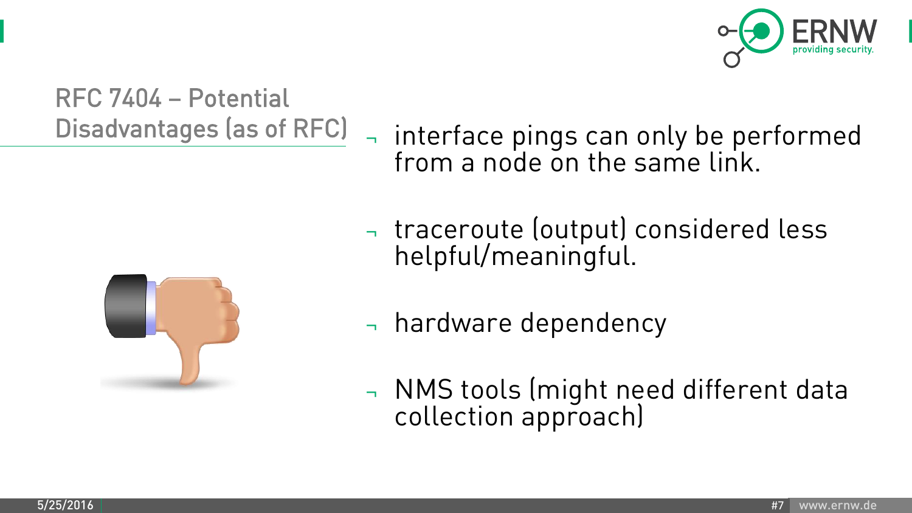## RFC 7404 – Potential Disadvantages (as of RFC)

- interface pings can only be performed from a node on the same link.
- traceroute (output) considered less helpful/meaningful.
- hardware dependency
- NMS tools (might need different data collection approach)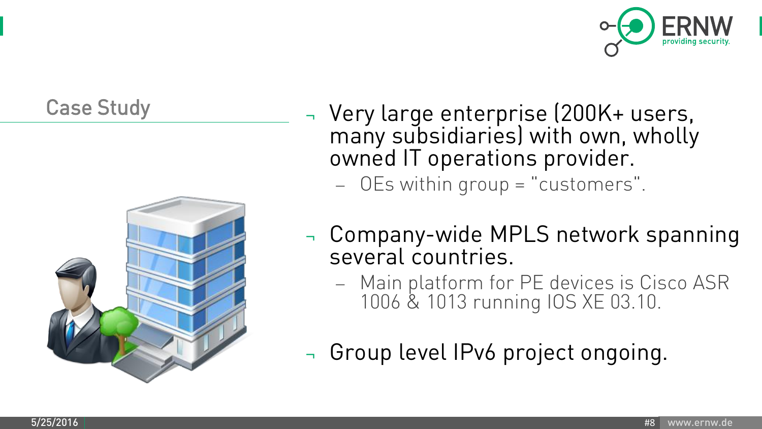## Case Study

- Very large enterprise (200K+ users, many subsidiaries) with own, wholly owned IT operations provider.
  - OEs within group = "customers".
- Company-wide MPLS network spanning several countries.
  - Main platform for PE devices is Cisco ASR 1006 & 1013 running IOS XE 03.10.
- Group level IPv6 project ongoing.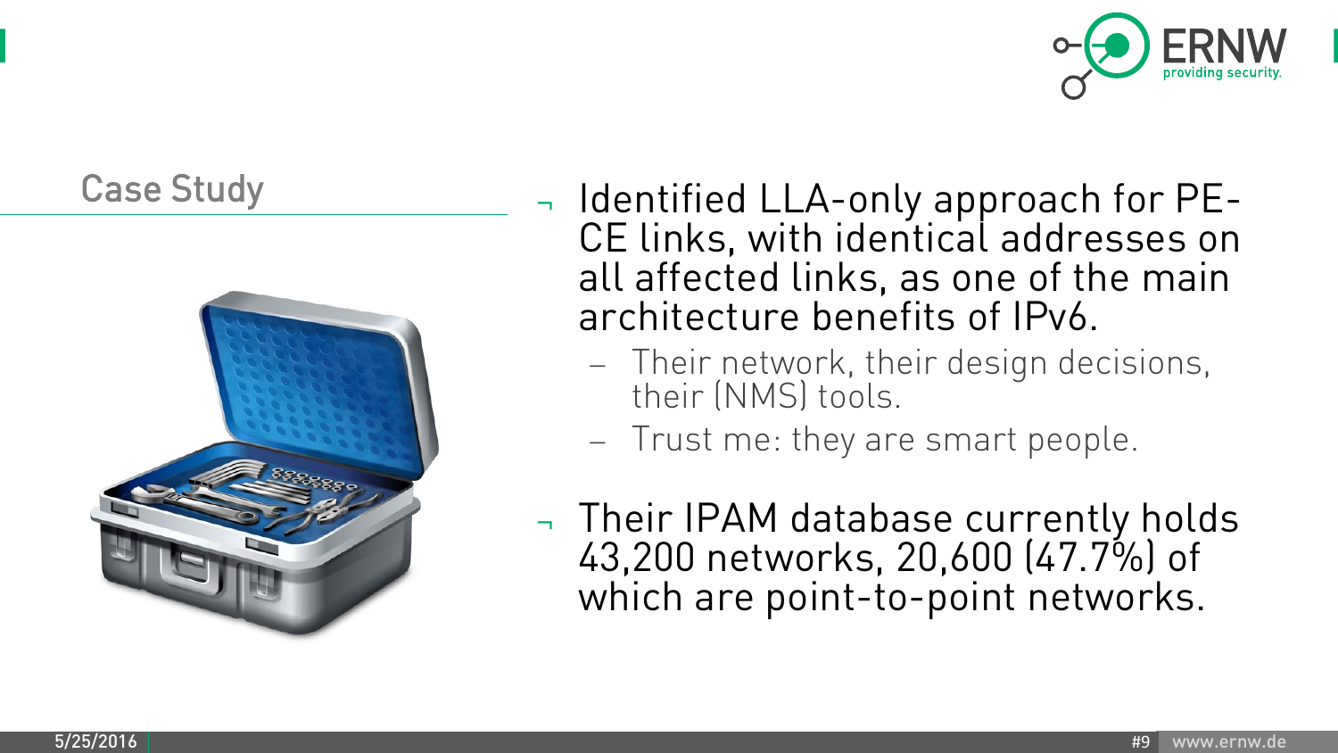## Case Study

- Identified LLA-only approach for PE-CE links, with identical addresses on all affected links, as one of the main architecture benefits of IPv6.
  - Their network, their design decisions, their (NMS) tools.
  - Trust me: they are smart people.
- Their IPAM database currently holds 43,200 networks, 20,600 (47.7%) of which are point-to-point networks.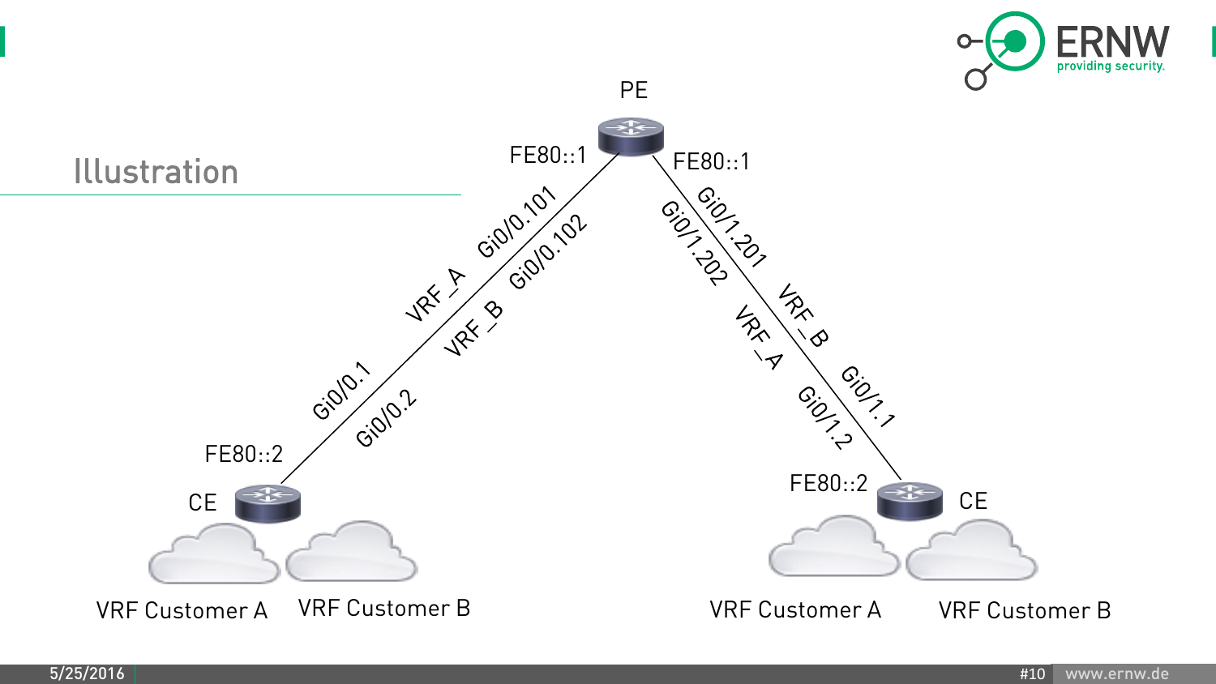# Illustration

PE

FE80::1 — Gi0/0.101 (VRF_A), Gi0/0.102 (VRF_B)

FE80::1 — Gi0/1.201 (VRF_B), Gi0/1.202 (VRF_A)

CE — FE80::2 — Gi0/0.1, Gi0/0.2

CE — FE80::2 — Gi0/1.1, Gi0/1.2

VRF Customer A

VRF Customer B

VRF Customer A

VRF Customer B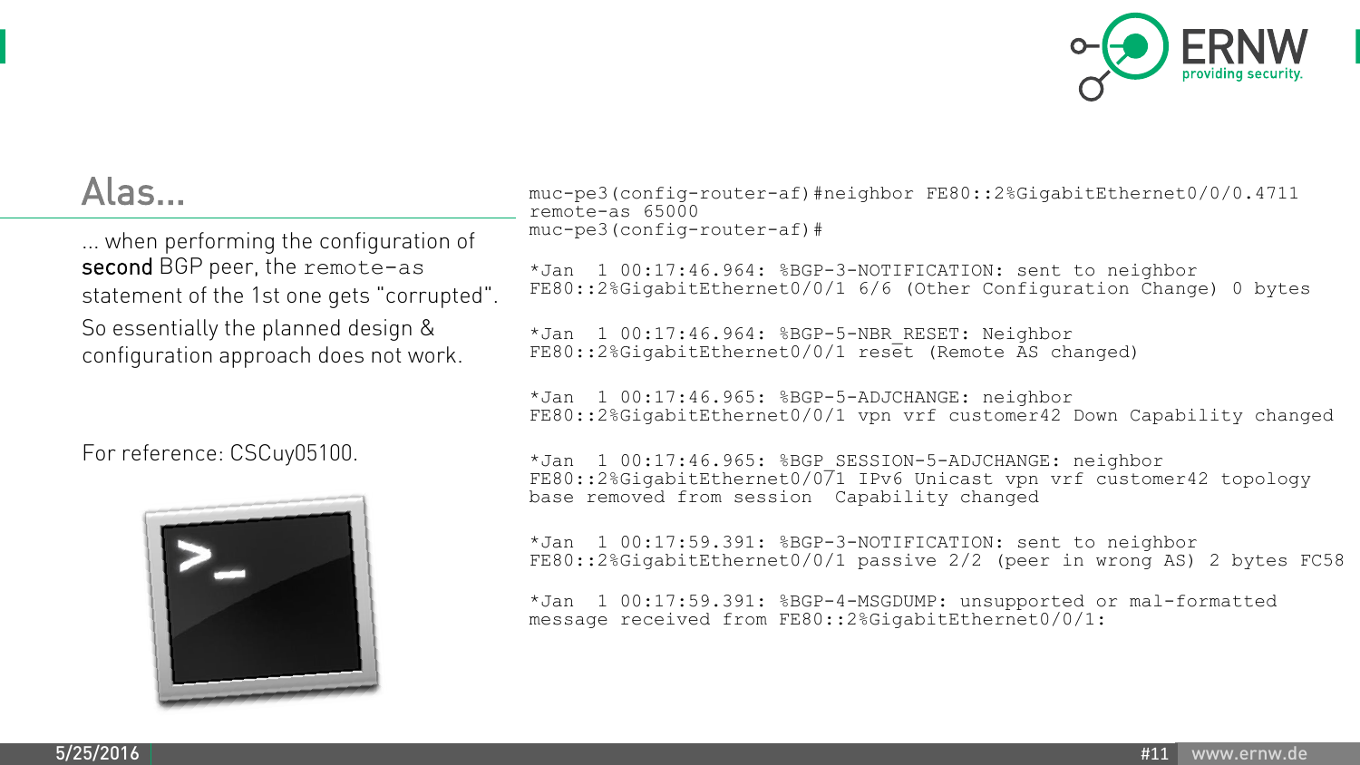## Alas…

… when performing the configuration of **second** BGP peer, the `remote-as` statement of the 1st one gets "corrupted".

So essentially the planned design & configuration approach does not work.

For reference: CSCuy05100.

```
muc-pe3(config-router-af)#neighbor FE80::2%GigabitEthernet0/0/0.4711
remote-as 65000
muc-pe3(config-router-af)#

*Jan  1 00:17:46.964: %BGP-3-NOTIFICATION: sent to neighbor
FE80::2%GigabitEthernet0/0/1 6/6 (Other Configuration Change) 0 bytes

*Jan  1 00:17:46.964: %BGP-5-NBR_RESET: Neighbor
FE80::2%GigabitEthernet0/0/1 reset (Remote AS changed)

*Jan  1 00:17:46.965: %BGP-5-ADJCHANGE: neighbor
FE80::2%GigabitEthernet0/0/1 vpn vrf customer42 Down Capability changed

*Jan  1 00:17:46.965: %BGP_SESSION-5-ADJCHANGE: neighbor
FE80::2%GigabitEthernet0/0/1 IPv6 Unicast vpn vrf customer42 topology
base removed from session  Capability changed

*Jan  1 00:17:59.391: %BGP-3-NOTIFICATION: sent to neighbor
FE80::2%GigabitEthernet0/0/1 passive 2/2 (peer in wrong AS) 2 bytes FC58

*Jan  1 00:17:59.391: %BGP-4-MSGDUMP: unsupported or mal-formatted
message received from FE80::2%GigabitEthernet0/0/1:
```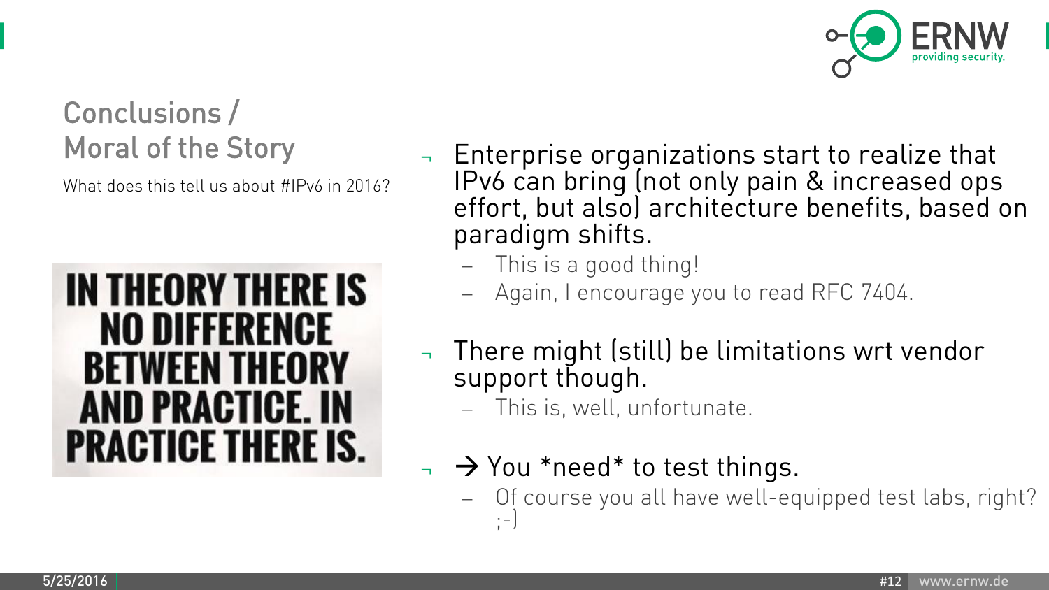## Conclusions / Moral of the Story

What does this tell us about #IPv6 in 2016?

IN THEORY THERE IS NO DIFFERENCE BETWEEN THEORY AND PRACTICE. IN PRACTICE THERE IS.

- Enterprise organizations start to realize that IPv6 can bring (not only pain & increased ops effort, but also) architecture benefits, based on paradigm shifts.
  - This is a good thing!
  - Again, I encourage you to read RFC 7404.
- There might (still) be limitations wrt vendor support though.
  - This is, well, unfortunate.
- → You *need* to test things.
  - Of course you all have well-equipped test labs, right? ;-)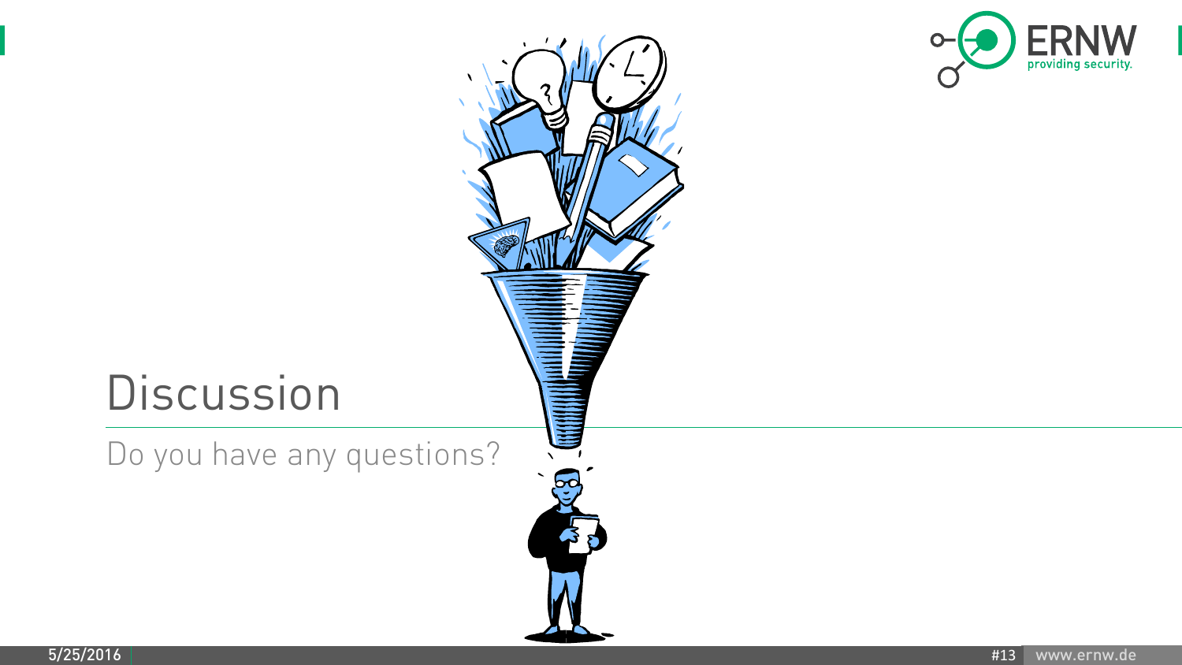# Discussion

Do you have any questions?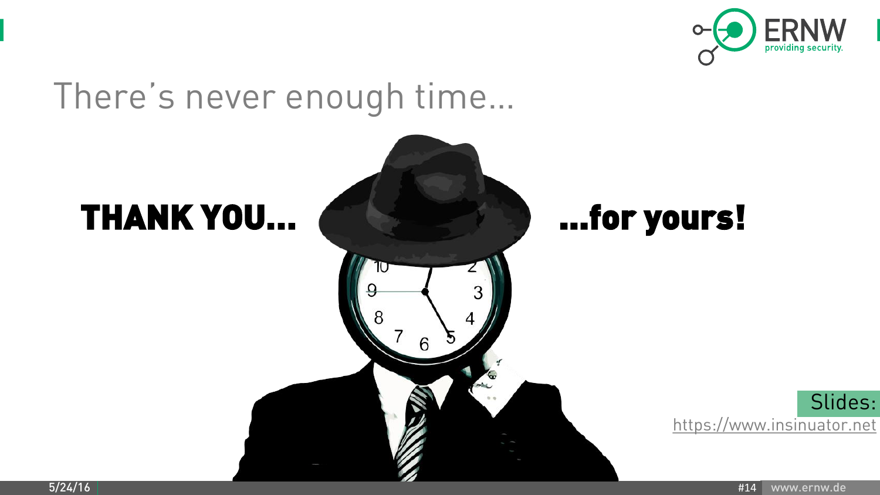# There's never enough time...

**THANK YOU...** **...for yours!**

Slides:
https://www.insinuator.net